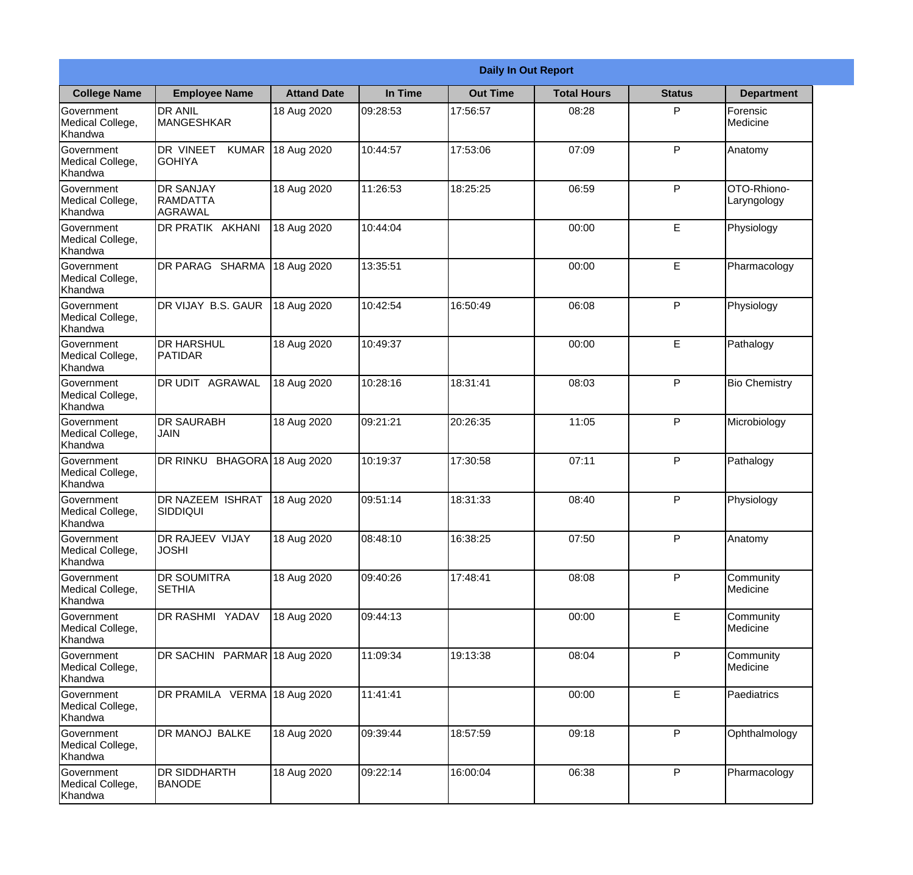| Daily In Out Report | | | | | | | |
|---|---|---|---|---|---|---|---|
| **College Name** | **Employee Name** | **Attand Date** | **In Time** | **Out Time** | **Total Hours** | **Status** | **Department** |
| Government Medical College, Khandwa | DR ANIL MANGESHKAR | 18 Aug 2020 | 09:28:53 | 17:56:57 | 08:28 | P | Forensic Medicine |
| Government Medical College, Khandwa | DR VINEET KUMAR GOHIYA | 18 Aug 2020 | 10:44:57 | 17:53:06 | 07:09 | P | Anatomy |
| Government Medical College, Khandwa | DR SANJAY RAMDATTA AGRAWAL | 18 Aug 2020 | 11:26:53 | 18:25:25 | 06:59 | P | OTO-Rhiono-Laryngology |
| Government Medical College, Khandwa | DR PRATIK AKHANI | 18 Aug 2020 | 10:44:04 | | 00:00 | E | Physiology |
| Government Medical College, Khandwa | DR PARAG SHARMA | 18 Aug 2020 | 13:35:51 | | 00:00 | E | Pharmacology |
| Government Medical College, Khandwa | DR VIJAY B.S. GAUR | 18 Aug 2020 | 10:42:54 | 16:50:49 | 06:08 | P | Physiology |
| Government Medical College, Khandwa | DR HARSHUL PATIDAR | 18 Aug 2020 | 10:49:37 | | 00:00 | E | Pathalogy |
| Government Medical College, Khandwa | DR UDIT AGRAWAL | 18 Aug 2020 | 10:28:16 | 18:31:41 | 08:03 | P | Bio Chemistry |
| Government Medical College, Khandwa | DR SAURABH JAIN | 18 Aug 2020 | 09:21:21 | 20:26:35 | 11:05 | P | Microbiology |
| Government Medical College, Khandwa | DR RINKU BHAGORA | 18 Aug 2020 | 10:19:37 | 17:30:58 | 07:11 | P | Pathalogy |
| Government Medical College, Khandwa | DR NAZEEM ISHRAT SIDDIQUI | 18 Aug 2020 | 09:51:14 | 18:31:33 | 08:40 | P | Physiology |
| Government Medical College, Khandwa | DR RAJEEV VIJAY JOSHI | 18 Aug 2020 | 08:48:10 | 16:38:25 | 07:50 | P | Anatomy |
| Government Medical College, Khandwa | DR SOUMITRA SETHIA | 18 Aug 2020 | 09:40:26 | 17:48:41 | 08:08 | P | Community Medicine |
| Government Medical College, Khandwa | DR RASHMI YADAV | 18 Aug 2020 | 09:44:13 | | 00:00 | E | Community Medicine |
| Government Medical College, Khandwa | DR SACHIN PARMAR | 18 Aug 2020 | 11:09:34 | 19:13:38 | 08:04 | P | Community Medicine |
| Government Medical College, Khandwa | DR PRAMILA VERMA | 18 Aug 2020 | 11:41:41 | | 00:00 | E | Paediatrics |
| Government Medical College, Khandwa | DR MANOJ BALKE | 18 Aug 2020 | 09:39:44 | 18:57:59 | 09:18 | P | Ophthalmology |
| Government Medical College, Khandwa | DR SIDDHARTH BANODE | 18 Aug 2020 | 09:22:14 | 16:00:04 | 06:38 | P | Pharmacology |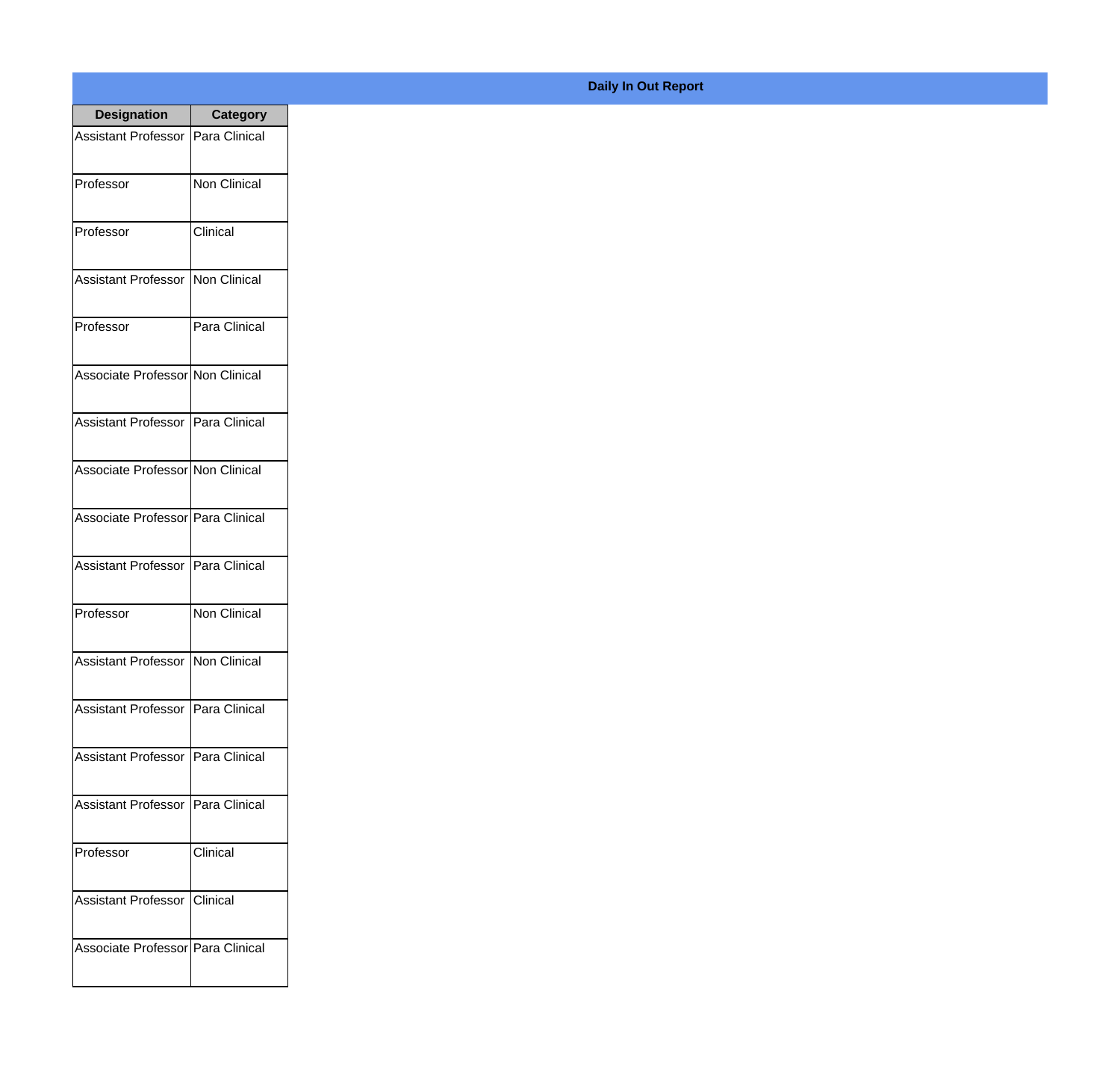**Daily In Out Report**

| Designation | Category |
|---|---|
| Assistant Professor | Para Clinical |
| Professor | Non Clinical |
| Professor | Clinical |
| Assistant Professor | Non Clinical |
| Professor | Para Clinical |
| Associate Professor | Non Clinical |
| Assistant Professor | Para Clinical |
| Associate Professor | Non Clinical |
| Associate Professor | Para Clinical |
| Assistant Professor | Para Clinical |
| Professor | Non Clinical |
| Assistant Professor | Non Clinical |
| Assistant Professor | Para Clinical |
| Assistant Professor | Para Clinical |
| Assistant Professor | Para Clinical |
| Professor | Clinical |
| Assistant Professor | Clinical |
| Associate Professor | Para Clinical |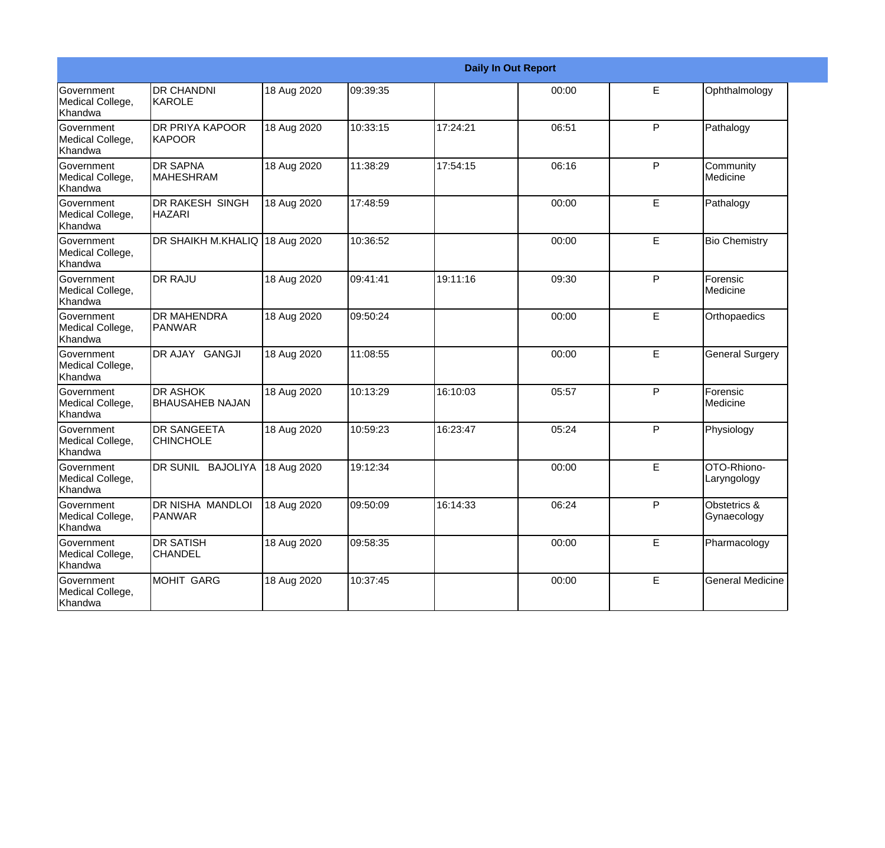| Daily In Out Report | | | | | | | |
|---|---|---|---|---|---|---|---|
| Government Medical College, Khandwa | DR CHANDNI KAROLE | 18 Aug 2020 | 09:39:35 | | 00:00 | E | Ophthalmology |
| Government Medical College, Khandwa | DR PRIYA KAPOOR KAPOOR | 18 Aug 2020 | 10:33:15 | 17:24:21 | 06:51 | P | Pathalogy |
| Government Medical College, Khandwa | DR SAPNA MAHESHRAM | 18 Aug 2020 | 11:38:29 | 17:54:15 | 06:16 | P | Community Medicine |
| Government Medical College, Khandwa | DR RAKESH SINGH HAZARI | 18 Aug 2020 | 17:48:59 | | 00:00 | E | Pathalogy |
| Government Medical College, Khandwa | DR SHAIKH M.KHALIQ | 18 Aug 2020 | 10:36:52 | | 00:00 | E | Bio Chemistry |
| Government Medical College, Khandwa | DR RAJU | 18 Aug 2020 | 09:41:41 | 19:11:16 | 09:30 | P | Forensic Medicine |
| Government Medical College, Khandwa | DR MAHENDRA PANWAR | 18 Aug 2020 | 09:50:24 | | 00:00 | E | Orthopaedics |
| Government Medical College, Khandwa | DR AJAY GANGJI | 18 Aug 2020 | 11:08:55 | | 00:00 | E | General Surgery |
| Government Medical College, Khandwa | DR ASHOK BHAUSAHEB NAJAN | 18 Aug 2020 | 10:13:29 | 16:10:03 | 05:57 | P | Forensic Medicine |
| Government Medical College, Khandwa | DR SANGEETA CHINCHOLE | 18 Aug 2020 | 10:59:23 | 16:23:47 | 05:24 | P | Physiology |
| Government Medical College, Khandwa | DR SUNIL BAJOLIYA | 18 Aug 2020 | 19:12:34 | | 00:00 | E | OTO-Rhiono-Laryngology |
| Government Medical College, Khandwa | DR NISHA MANDLOI PANWAR | 18 Aug 2020 | 09:50:09 | 16:14:33 | 06:24 | P | Obstetrics & Gynaecology |
| Government Medical College, Khandwa | DR SATISH CHANDEL | 18 Aug 2020 | 09:58:35 | | 00:00 | E | Pharmacology |
| Government Medical College, Khandwa | MOHIT GARG | 18 Aug 2020 | 10:37:45 | | 00:00 | E | General Medicine |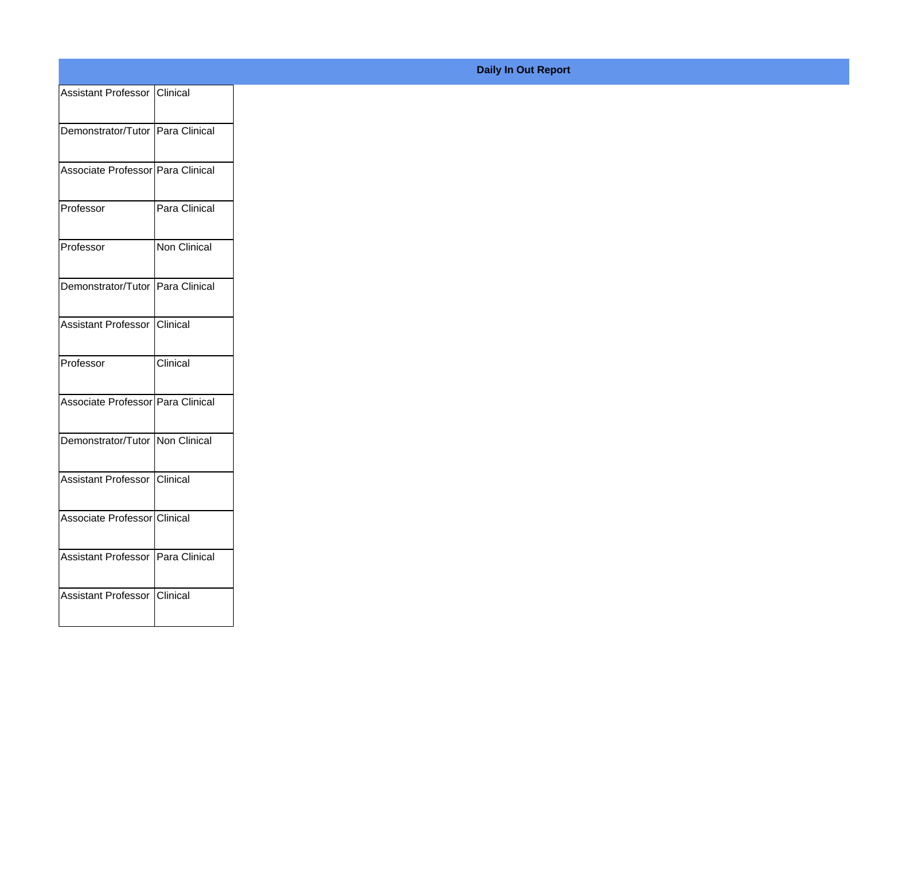**Daily In Out Report**

| | |
|---|---|
| Assistant Professor | Clinical |
| Demonstrator/Tutor | Para Clinical |
| Associate Professor | Para Clinical |
| Professor | Para Clinical |
| Professor | Non Clinical |
| Demonstrator/Tutor | Para Clinical |
| Assistant Professor | Clinical |
| Professor | Clinical |
| Associate Professor | Para Clinical |
| Demonstrator/Tutor | Non Clinical |
| Assistant Professor | Clinical |
| Associate Professor | Clinical |
| Assistant Professor | Para Clinical |
| Assistant Professor | Clinical |